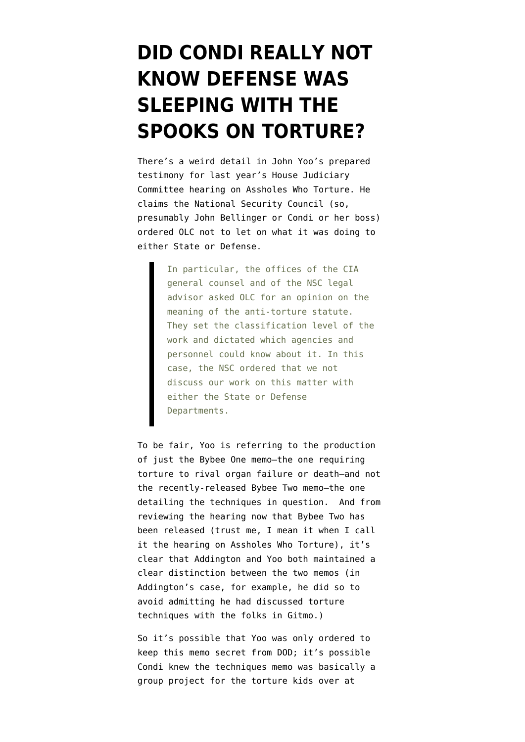# DID CONDI REALLY NOT KNOW DEFENSE WAS SLEEPING WITH THE SPOOKS ON TORTURE?

There's a weird detail in John Yoo's prepared testimony for last year's House Judiciary Committee hearing on Assholes Who Torture. He claims the National Security Council (so, presumably John Bellinger or Condi or her boss) ordered OLC not to let on what it was doing to either State or Defense.

> In particular, the offices of the CIA general counsel and of the NSC legal advisor asked OLC for an opinion on the meaning of the anti-torture statute. They set the classification level of the work and dictated which agencies and personnel could know about it. In this case, the NSC ordered that we not discuss our work on this matter with either the State or Defense Departments.

To be fair, Yoo is referring to the production of just the Bybee One memo—the one requiring torture to rival organ failure or death—and not the recently-released Bybee Two memo—the one detailing the techniques in question. And from reviewing the hearing now that Bybee Two has been released (trust me, I mean it when I call it the hearing on Assholes Who Torture), it's clear that Addington and Yoo both maintained a clear distinction between the two memos (in Addington's case, for example, he did so to avoid admitting he had discussed torture techniques with the folks in Gitmo.)

So it's possible that Yoo was only ordered to keep this memo secret from DOD; it's possible Condi knew the techniques memo was basically a group project for the torture kids over at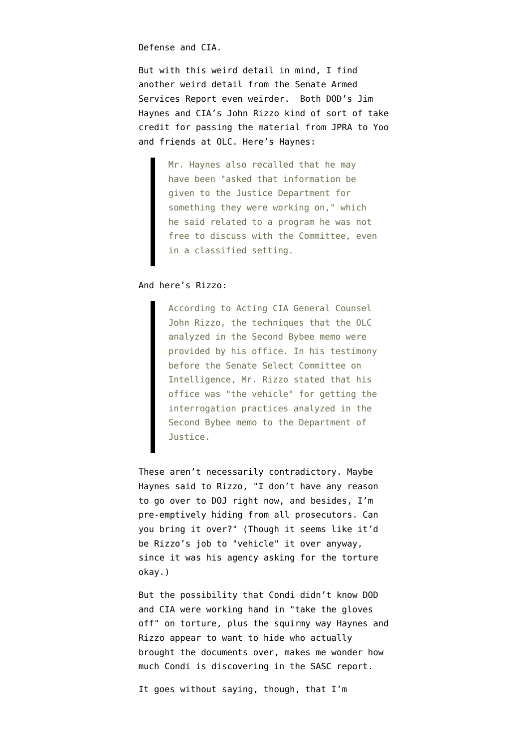Defense and CIA.

But with this weird detail in mind, I find another weird detail from the Senate Armed Services Report even weirder. Both DOD's Jim Haynes and CIA's John Rizzo kind of sort of take credit for passing the material from JPRA to Yoo and friends at OLC. Here's Haynes:

> Mr. Haynes also recalled that he may have been "asked that information be given to the Justice Department for something they were working on," which he said related to a program he was not free to discuss with the Committee, even in a classified setting.

And here's Rizzo:

> According to Acting CIA General Counsel John Rizzo, the techniques that the OLC analyzed in the Second Bybee memo were provided by his office. In his testimony before the Senate Select Committee on Intelligence, Mr. Rizzo stated that his office was "the vehicle" for getting the interrogation practices analyzed in the Second Bybee memo to the Department of Justice.

These aren't necessarily contradictory. Maybe Haynes said to Rizzo, "I don't have any reason to go over to DOJ right now, and besides, I'm pre-emptively hiding from all prosecutors. Can you bring it over?" (Though it seems like it'd be Rizzo's job to "vehicle" it over anyway, since it was his agency asking for the torture okay.)

But the possibility that Condi didn't know DOD and CIA were working hand in "take the gloves off" on torture, plus the squirmy way Haynes and Rizzo appear to want to hide who actually brought the documents over, makes me wonder how much Condi is discovering in the SASC report.

It goes without saying, though, that I'm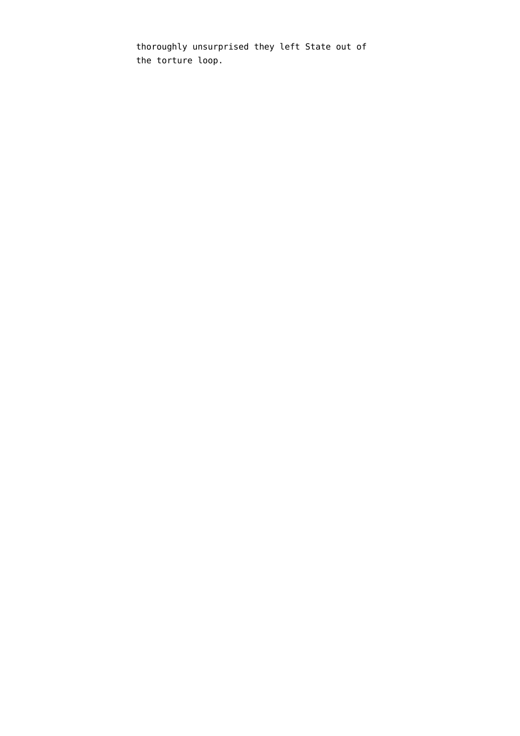thoroughly unsurprised they left State out of the torture loop.